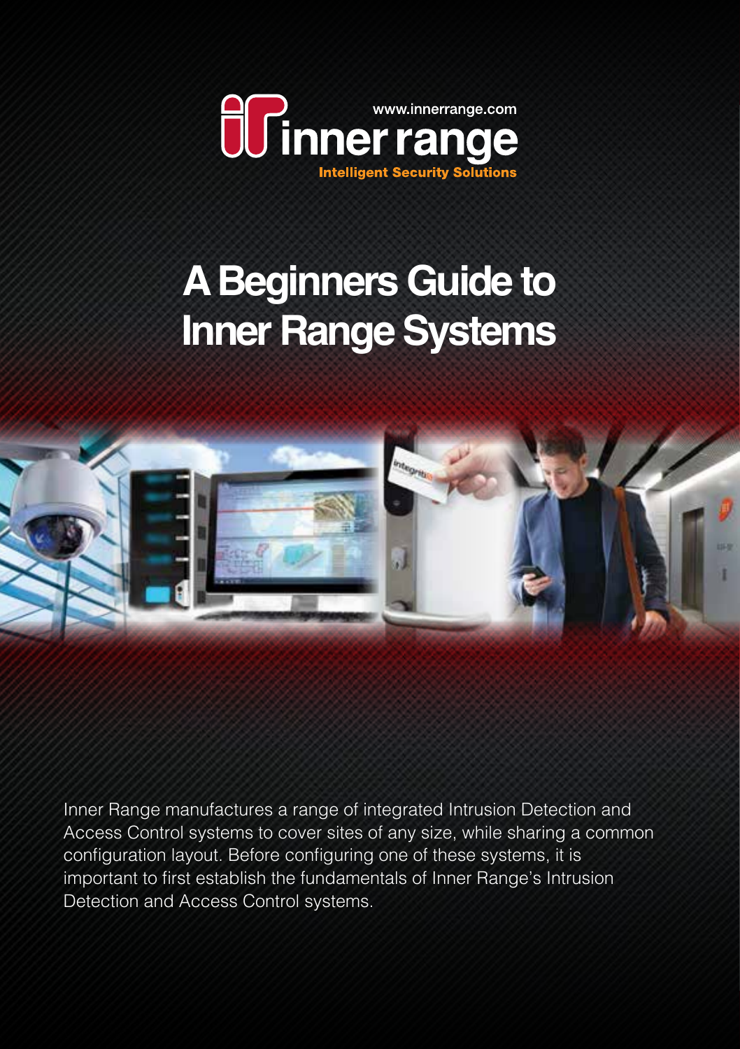www.innerrange.com

inner range

Intelligent Security Solutions

# A Beginners Guide to Inner Range Systems

Inner Range manufactures a range of integrated Intrusion Detection and Access Control systems to cover sites of any size, while sharing a common configuration layout. Before configuring one of these systems, it is important to first establish the fundamentals of Inner Range's Intrusion Detection and Access Control systems.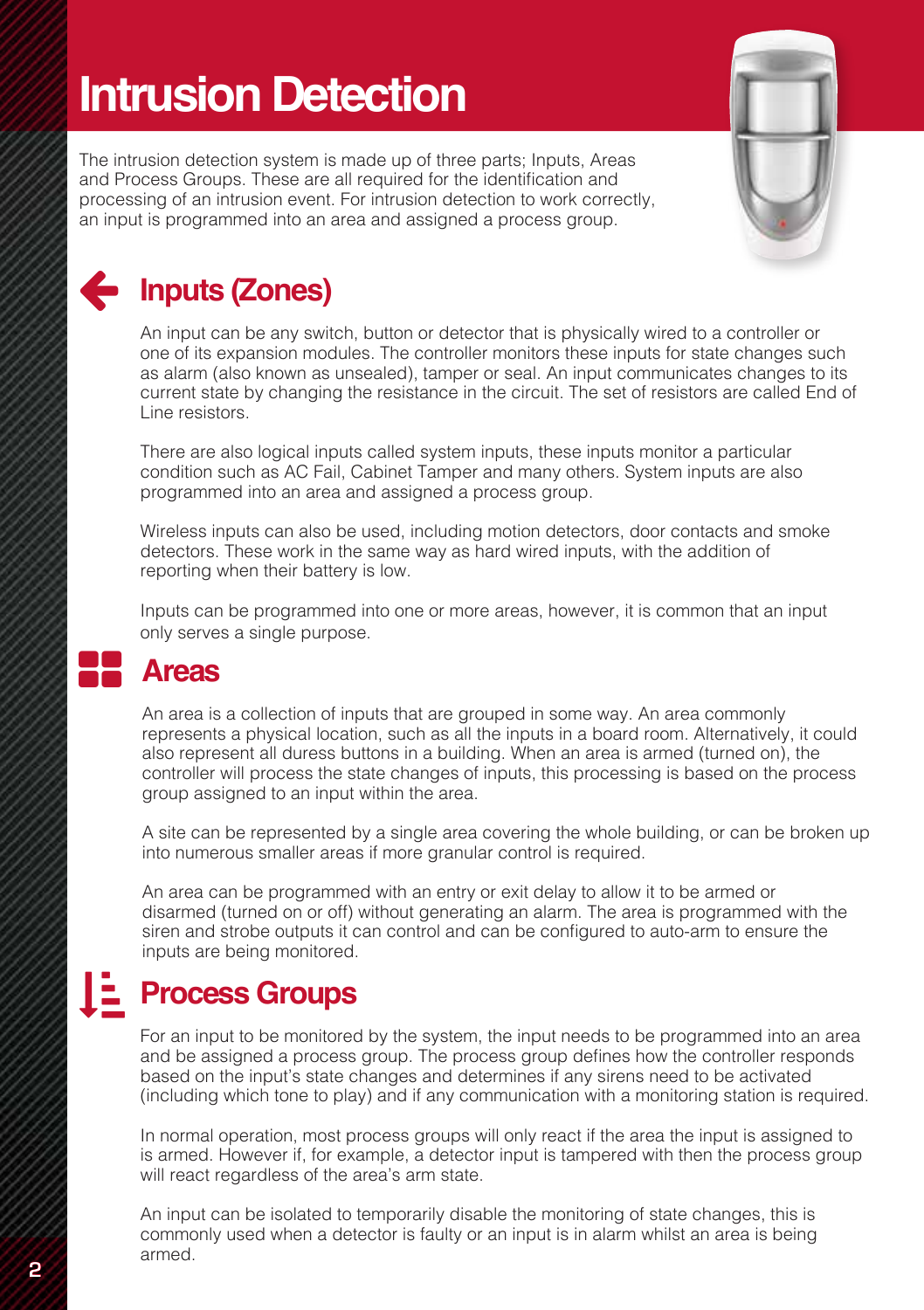# Intrusion Detection

The intrusion detection system is made up of three parts; Inputs, Areas and Process Groups. These are all required for the identification and processing of an intrusion event. For intrusion detection to work correctly, an input is programmed into an area and assigned a process group.

## Inputs (Zones)

An input can be any switch, button or detector that is physically wired to a controller or one of its expansion modules. The controller monitors these inputs for state changes such as alarm (also known as unsealed), tamper or seal. An input communicates changes to its current state by changing the resistance in the circuit. The set of resistors are called End of Line resistors.

There are also logical inputs called system inputs, these inputs monitor a particular condition such as AC Fail, Cabinet Tamper and many others. System inputs are also programmed into an area and assigned a process group.

Wireless inputs can also be used, including motion detectors, door contacts and smoke detectors. These work in the same way as hard wired inputs, with the addition of reporting when their battery is low.

Inputs can be programmed into one or more areas, however, it is common that an input only serves a single purpose.

## Areas

An area is a collection of inputs that are grouped in some way. An area commonly represents a physical location, such as all the inputs in a board room. Alternatively, it could also represent all duress buttons in a building. When an area is armed (turned on), the controller will process the state changes of inputs, this processing is based on the process group assigned to an input within the area.

A site can be represented by a single area covering the whole building, or can be broken up into numerous smaller areas if more granular control is required.

An area can be programmed with an entry or exit delay to allow it to be armed or disarmed (turned on or off) without generating an alarm. The area is programmed with the siren and strobe outputs it can control and can be configured to auto-arm to ensure the inputs are being monitored.

## Process Groups

For an input to be monitored by the system, the input needs to be programmed into an area and be assigned a process group. The process group defines how the controller responds based on the input's state changes and determines if any sirens need to be activated (including which tone to play) and if any communication with a monitoring station is required.

In normal operation, most process groups will only react if the area the input is assigned to is armed. However if, for example, a detector input is tampered with then the process group will react regardless of the area's arm state.

An input can be isolated to temporarily disable the monitoring of state changes, this is commonly used when a detector is faulty or an input is in alarm whilst an area is being armed.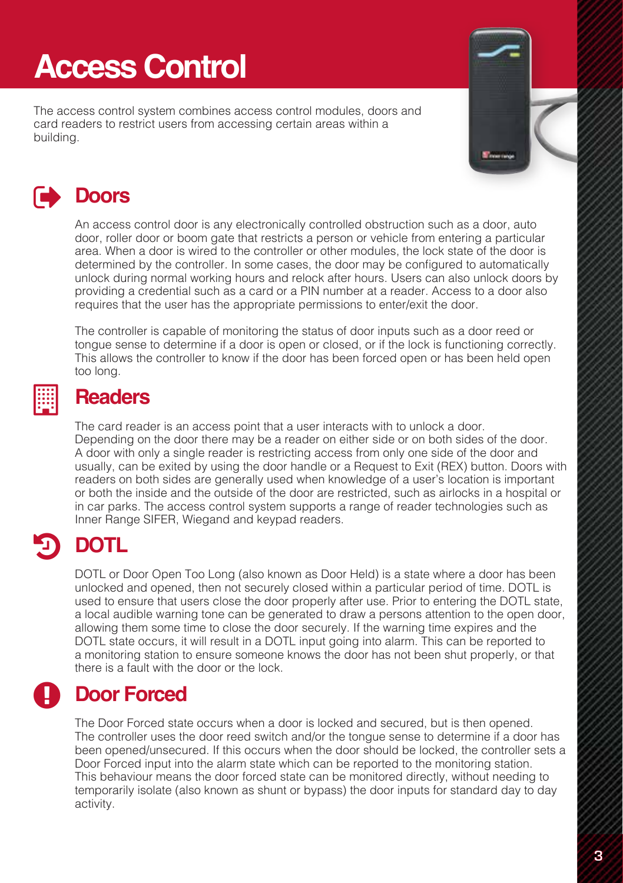# Access Control

The access control system combines access control modules, doors and card readers to restrict users from accessing certain areas within a building.

## Doors

An access control door is any electronically controlled obstruction such as a door, auto door, roller door or boom gate that restricts a person or vehicle from entering a particular area. When a door is wired to the controller or other modules, the lock state of the door is determined by the controller. In some cases, the door may be configured to automatically unlock during normal working hours and relock after hours. Users can also unlock doors by providing a credential such as a card or a PIN number at a reader. Access to a door also requires that the user has the appropriate permissions to enter/exit the door.

The controller is capable of monitoring the status of door inputs such as a door reed or tongue sense to determine if a door is open or closed, or if the lock is functioning correctly. This allows the controller to know if the door has been forced open or has been held open too long.

## Readers

The card reader is an access point that a user interacts with to unlock a door. Depending on the door there may be a reader on either side or on both sides of the door. A door with only a single reader is restricting access from only one side of the door and usually, can be exited by using the door handle or a Request to Exit (REX) button. Doors with readers on both sides are generally used when knowledge of a user's location is important or both the inside and the outside of the door are restricted, such as airlocks in a hospital or in car parks. The access control system supports a range of reader technologies such as Inner Range SIFER, Wiegand and keypad readers.

## DOTL

DOTL or Door Open Too Long (also known as Door Held) is a state where a door has been unlocked and opened, then not securely closed within a particular period of time. DOTL is used to ensure that users close the door properly after use. Prior to entering the DOTL state, a local audible warning tone can be generated to draw a persons attention to the open door, allowing them some time to close the door securely. If the warning time expires and the DOTL state occurs, it will result in a DOTL input going into alarm. This can be reported to a monitoring station to ensure someone knows the door has not been shut properly, or that there is a fault with the door or the lock.

## Door Forced

The Door Forced state occurs when a door is locked and secured, but is then opened. The controller uses the door reed switch and/or the tongue sense to determine if a door has been opened/unsecured. If this occurs when the door should be locked, the controller sets a Door Forced input into the alarm state which can be reported to the monitoring station. This behaviour means the door forced state can be monitored directly, without needing to temporarily isolate (also known as shunt or bypass) the door inputs for standard day to day activity.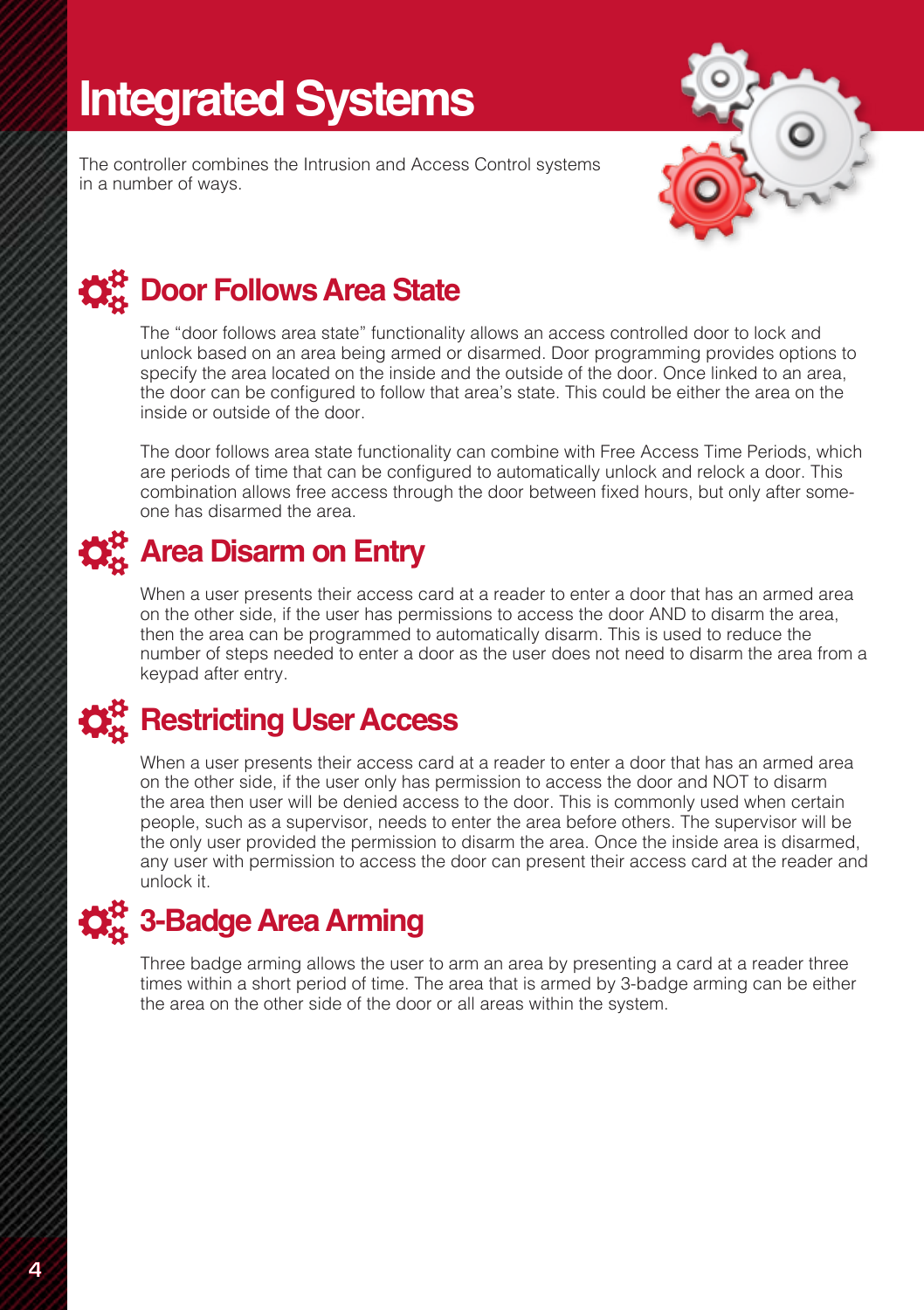# Integrated Systems

The controller combines the Intrusion and Access Control systems in a number of ways.

## Door Follows Area State

The "door follows area state" functionality allows an access controlled door to lock and unlock based on an area being armed or disarmed. Door programming provides options to specify the area located on the inside and the outside of the door. Once linked to an area, the door can be configured to follow that area's state. This could be either the area on the inside or outside of the door.

The door follows area state functionality can combine with Free Access Time Periods, which are periods of time that can be configured to automatically unlock and relock a door. This combination allows free access through the door between fixed hours, but only after someone has disarmed the area.

## Area Disarm on Entry

When a user presents their access card at a reader to enter a door that has an armed area on the other side, if the user has permissions to access the door AND to disarm the area, then the area can be programmed to automatically disarm. This is used to reduce the number of steps needed to enter a door as the user does not need to disarm the area from a keypad after entry.

## Restricting User Access

When a user presents their access card at a reader to enter a door that has an armed area on the other side, if the user only has permission to access the door and NOT to disarm the area then user will be denied access to the door. This is commonly used when certain people, such as a supervisor, needs to enter the area before others. The supervisor will be the only user provided the permission to disarm the area. Once the inside area is disarmed, any user with permission to access the door can present their access card at the reader and unlock it.

## 3-Badge Area Arming

Three badge arming allows the user to arm an area by presenting a card at a reader three times within a short period of time. The area that is armed by 3-badge arming can be either the area on the other side of the door or all areas within the system.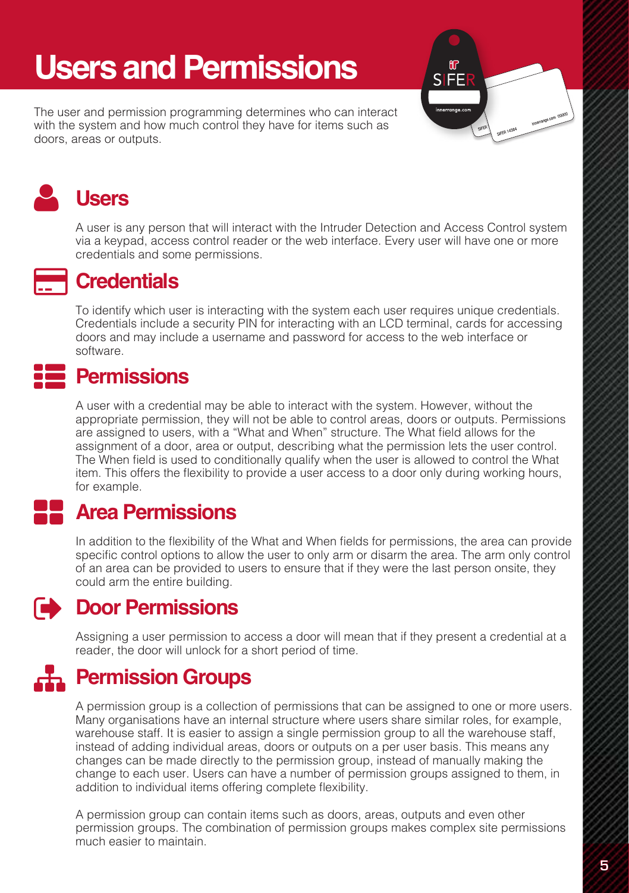# Users and Permissions

The user and permission programming determines who can interact with the system and how much control they have for items such as doors, areas or outputs.

## Users

A user is any person that will interact with the Intruder Detection and Access Control system via a keypad, access control reader or the web interface. Every user will have one or more credentials and some permissions.

## Credentials

To identify which user is interacting with the system each user requires unique credentials. Credentials include a security PIN for interacting with an LCD terminal, cards for accessing doors and may include a username and password for access to the web interface or software.

## Permissions

A user with a credential may be able to interact with the system. However, without the appropriate permission, they will not be able to control areas, doors or outputs. Permissions are assigned to users, with a "What and When" structure. The What field allows for the assignment of a door, area or output, describing what the permission lets the user control. The When field is used to conditionally qualify when the user is allowed to control the What item. This offers the flexibility to provide a user access to a door only during working hours, for example.

## Area Permissions

In addition to the flexibility of the What and When fields for permissions, the area can provide specific control options to allow the user to only arm or disarm the area. The arm only control of an area can be provided to users to ensure that if they were the last person onsite, they could arm the entire building.

## Door Permissions

Assigning a user permission to access a door will mean that if they present a credential at a reader, the door will unlock for a short period of time.

## Permission Groups

A permission group is a collection of permissions that can be assigned to one or more users. Many organisations have an internal structure where users share similar roles, for example, warehouse staff. It is easier to assign a single permission group to all the warehouse staff, instead of adding individual areas, doors or outputs on a per user basis. This means any changes can be made directly to the permission group, instead of manually making the change to each user. Users can have a number of permission groups assigned to them, in addition to individual items offering complete flexibility.

A permission group can contain items such as doors, areas, outputs and even other permission groups. The combination of permission groups makes complex site permissions much easier to maintain.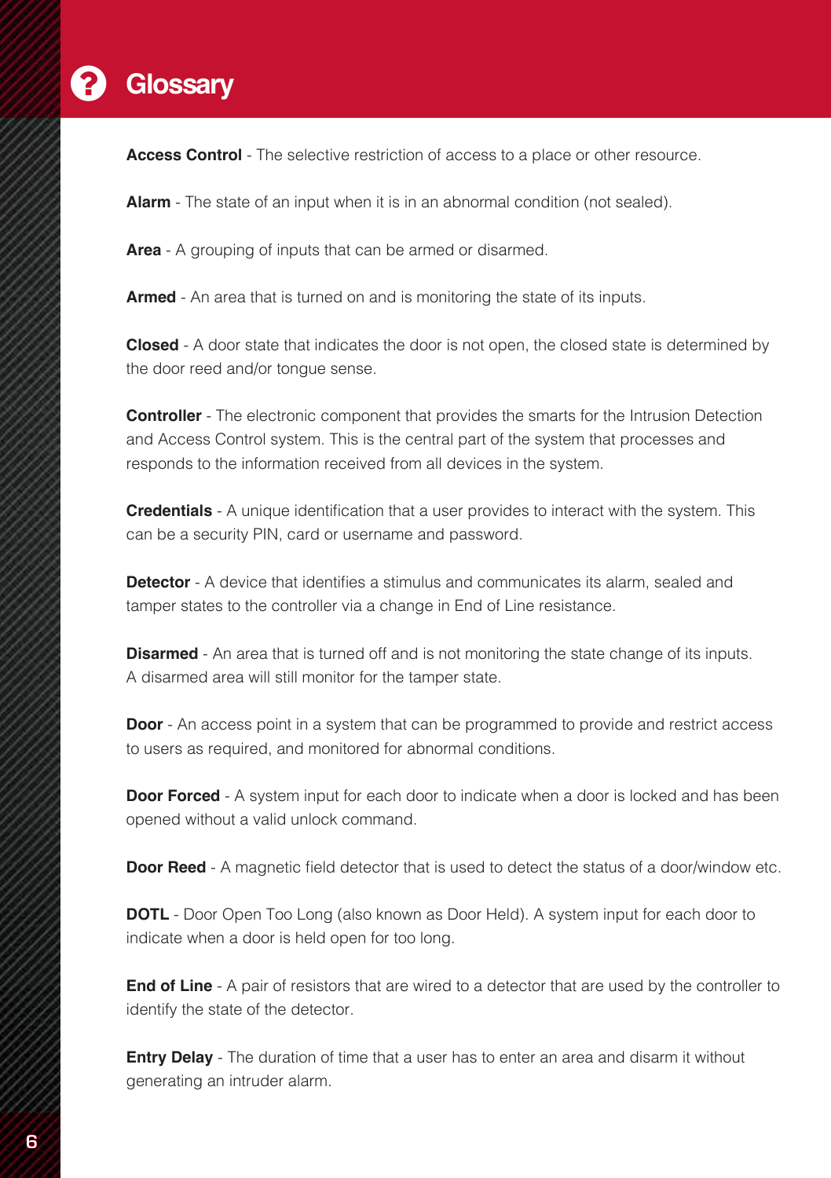# Glossary

**Access Control** - The selective restriction of access to a place or other resource.

**Alarm** - The state of an input when it is in an abnormal condition (not sealed).

**Area** - A grouping of inputs that can be armed or disarmed.

**Armed** - An area that is turned on and is monitoring the state of its inputs.

**Closed** - A door state that indicates the door is not open, the closed state is determined by the door reed and/or tongue sense.

**Controller** - The electronic component that provides the smarts for the Intrusion Detection and Access Control system. This is the central part of the system that processes and responds to the information received from all devices in the system.

**Credentials** - A unique identification that a user provides to interact with the system. This can be a security PIN, card or username and password.

**Detector** - A device that identifies a stimulus and communicates its alarm, sealed and tamper states to the controller via a change in End of Line resistance.

**Disarmed** - An area that is turned off and is not monitoring the state change of its inputs. A disarmed area will still monitor for the tamper state.

**Door** - An access point in a system that can be programmed to provide and restrict access to users as required, and monitored for abnormal conditions.

**Door Forced** - A system input for each door to indicate when a door is locked and has been opened without a valid unlock command.

**Door Reed** - A magnetic field detector that is used to detect the status of a door/window etc.

**DOTL** - Door Open Too Long (also known as Door Held). A system input for each door to indicate when a door is held open for too long.

**End of Line** - A pair of resistors that are wired to a detector that are used by the controller to identify the state of the detector.

**Entry Delay** - The duration of time that a user has to enter an area and disarm it without generating an intruder alarm.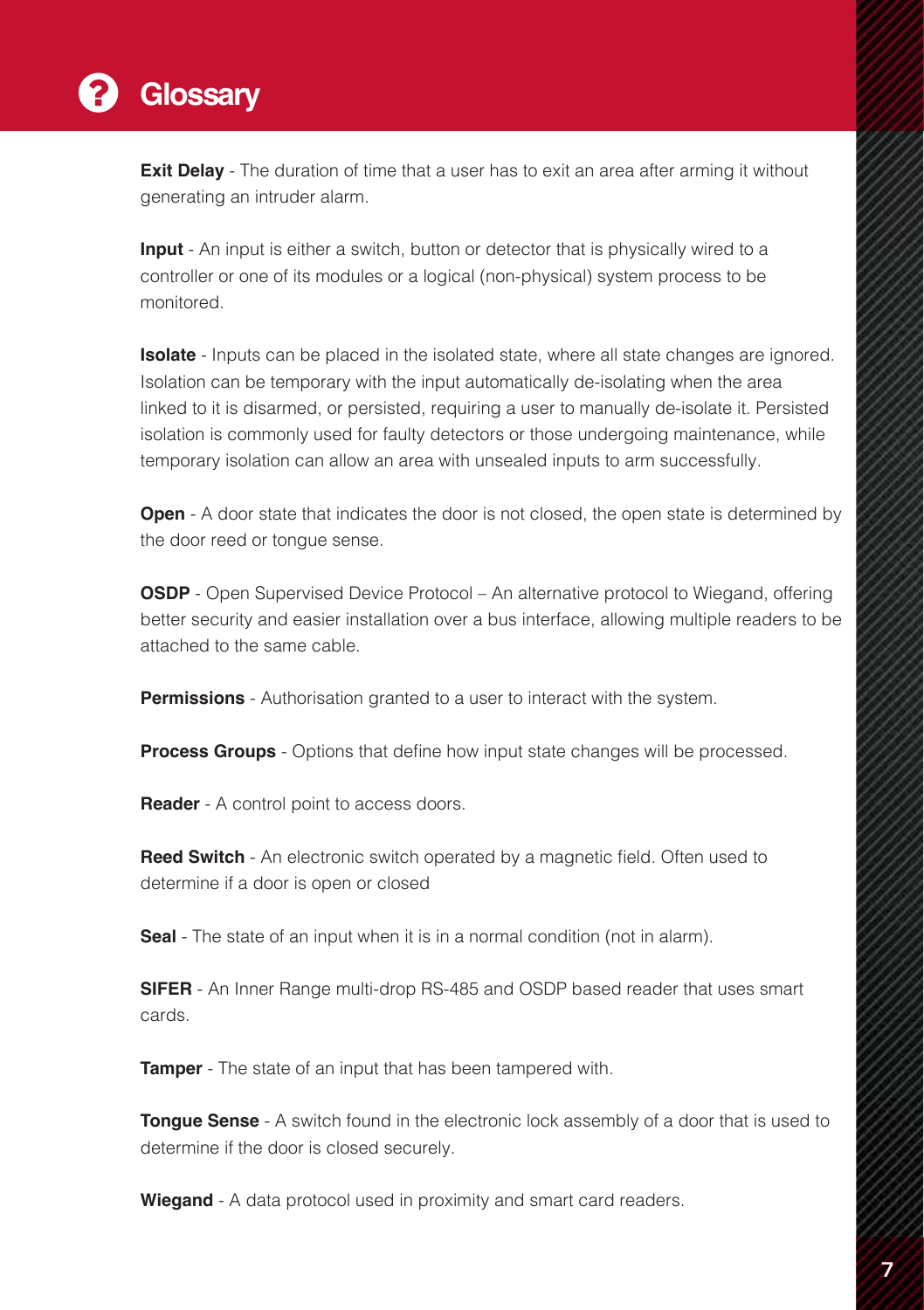# Glossary

**Exit Delay** - The duration of time that a user has to exit an area after arming it without generating an intruder alarm.

**Input** - An input is either a switch, button or detector that is physically wired to a controller or one of its modules or a logical (non-physical) system process to be monitored.

**Isolate** - Inputs can be placed in the isolated state, where all state changes are ignored. Isolation can be temporary with the input automatically de-isolating when the area linked to it is disarmed, or persisted, requiring a user to manually de-isolate it. Persisted isolation is commonly used for faulty detectors or those undergoing maintenance, while temporary isolation can allow an area with unsealed inputs to arm successfully.

**Open** - A door state that indicates the door is not closed, the open state is determined by the door reed or tongue sense.

**OSDP** - Open Supervised Device Protocol – An alternative protocol to Wiegand, offering better security and easier installation over a bus interface, allowing multiple readers to be attached to the same cable.

**Permissions** - Authorisation granted to a user to interact with the system.

**Process Groups** - Options that define how input state changes will be processed.

**Reader** - A control point to access doors.

**Reed Switch** - An electronic switch operated by a magnetic field. Often used to determine if a door is open or closed

**Seal** - The state of an input when it is in a normal condition (not in alarm).

**SIFER** - An Inner Range multi-drop RS-485 and OSDP based reader that uses smart cards.

**Tamper** - The state of an input that has been tampered with.

**Tongue Sense** - A switch found in the electronic lock assembly of a door that is used to determine if the door is closed securely.

**Wiegand** - A data protocol used in proximity and smart card readers.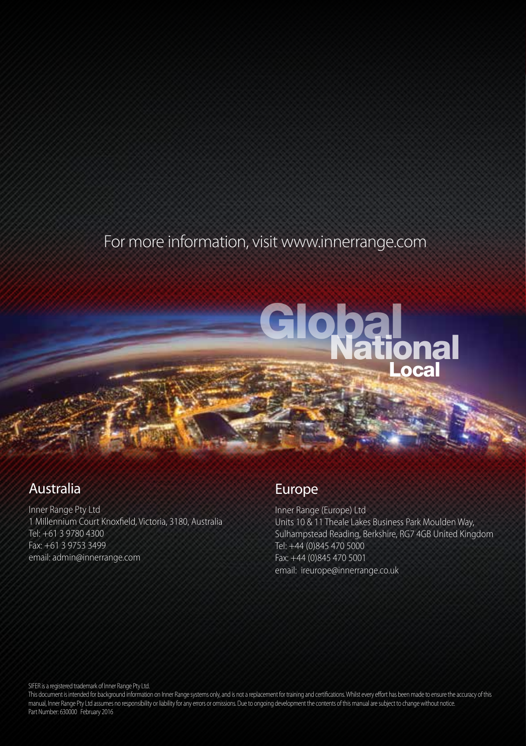For more information, visit www.innerrange.com

Global
National
Local

## Australia

Inner Range Pty Ltd
1 Millennium Court Knoxfield, Victoria, 3180, Australia
Tel: +61 3 9780 4300
Fax: +61 3 9753 3499
email: admin@innerrange.com

## Europe

Inner Range (Europe) Ltd
Units 10 & 11 Theale Lakes Business Park Moulden Way,
Sulhampstead Reading, Berkshire, RG7 4GB United Kingdom
Tel: +44 (0)845 470 5000
Fax: +44 (0)845 470 5001
email: ireurope@innerrange.co.uk

SIFER is a registered trademark of Inner Range Pty Ltd.
This document is intended for background information on Inner Range systems only, and is not a replacement for training and certifications. Whilst every effort has been made to ensure the accuracy of this manual, Inner Range Pty Ltd assumes no responsibility or liability for any errors or omissions. Due to ongoing development the contents of this manual are subject to change without notice.
Part Number: 630000 February 2016